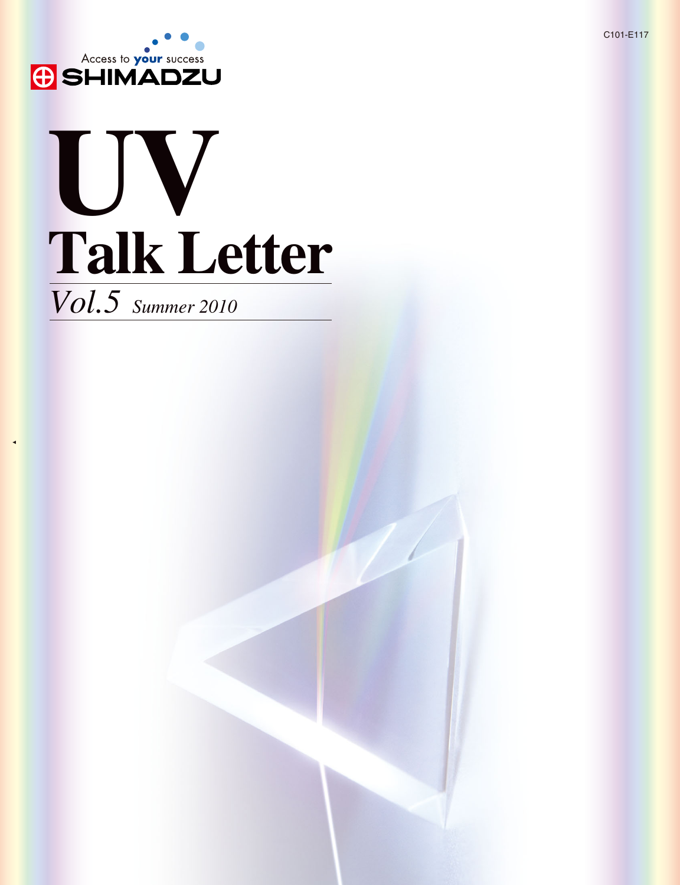C101-E117

Access to your success

SHIMADZU

# UV Talk Letter

*Vol.5 Summer 2010*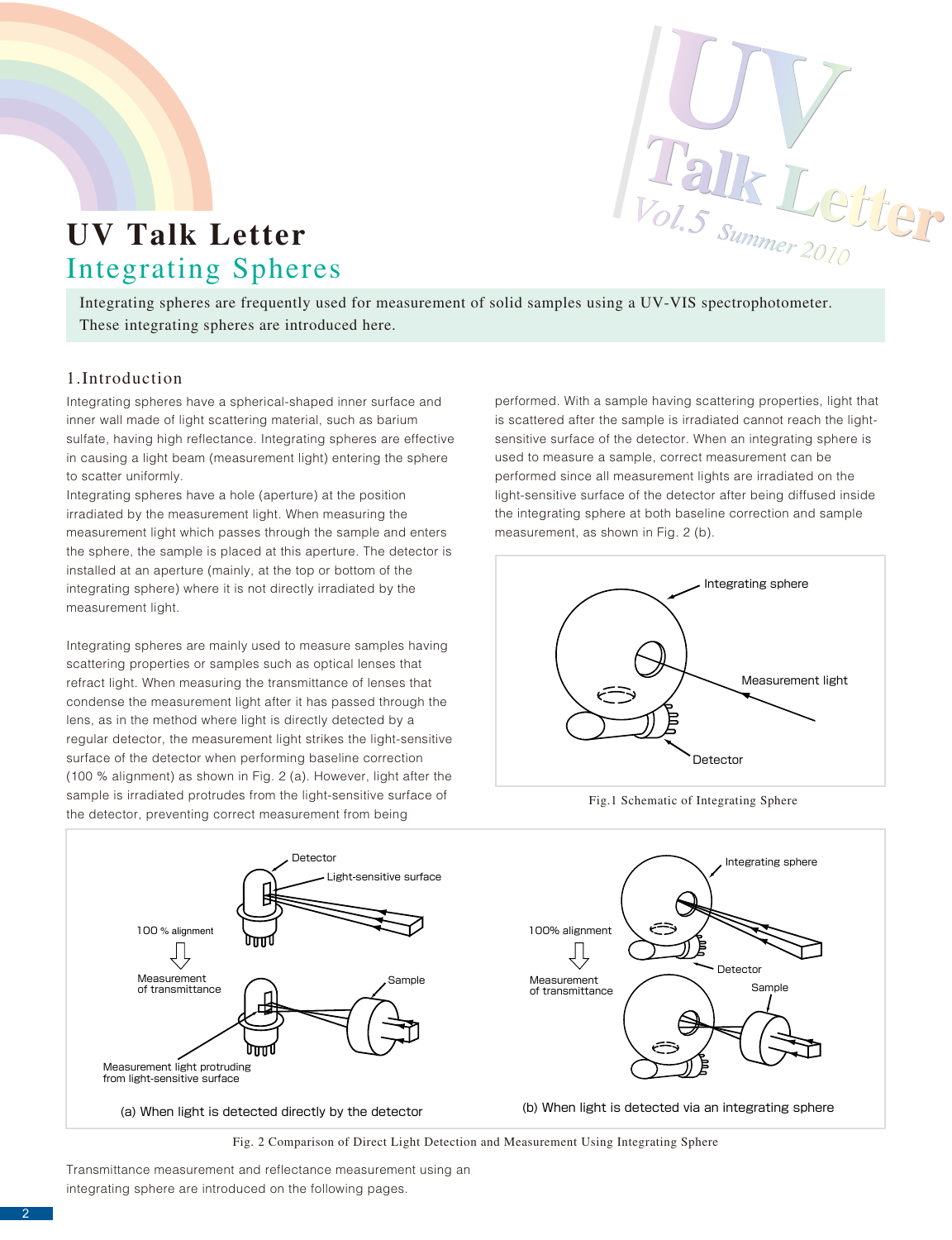# UV Talk Letter

## Integrating Spheres

Integrating spheres are frequently used for measurement of solid samples using a UV-VIS spectrophotometer. These integrating spheres are introduced here.

### 1.Introduction

Integrating spheres have a spherical-shaped inner surface and inner wall made of light scattering material, such as barium sulfate, having high reflectance. Integrating spheres are effective in causing a light beam (measurement light) entering the sphere to scatter uniformly.

Integrating spheres have a hole (aperture) at the position irradiated by the measurement light. When measuring the measurement light which passes through the sample and enters the sphere, the sample is placed at this aperture. The detector is installed at an aperture (mainly, at the top or bottom of the integrating sphere) where it is not directly irradiated by the measurement light.

Integrating spheres are mainly used to measure samples having scattering properties or samples such as optical lenses that refract light. When measuring the transmittance of lenses that condense the measurement light after it has passed through the lens, as in the method where light is directly detected by a regular detector, the measurement light strikes the light-sensitive surface of the detector when performing baseline correction (100 % alignment) as shown in Fig. 2 (a). However, light after the sample is irradiated protrudes from the light-sensitive surface of the detector, preventing correct measurement from being performed. With a sample having scattering properties, light that is scattered after the sample is irradiated cannot reach the light-sensitive surface of the detector. When an integrating sphere is used to measure a sample, correct measurement can be performed since all measurement lights are irradiated on the light-sensitive surface of the detector after being diffused inside the integrating sphere at both baseline correction and sample measurement, as shown in Fig. 2 (b).

Fig.1 Schematic of Integrating Sphere

(a) When light is detected directly by the detector

(b) When light is detected via an integrating sphere

Fig. 2 Comparison of Direct Light Detection and Measurement Using Integrating Sphere

Transmittance measurement and reflectance measurement using an integrating sphere are introduced on the following pages.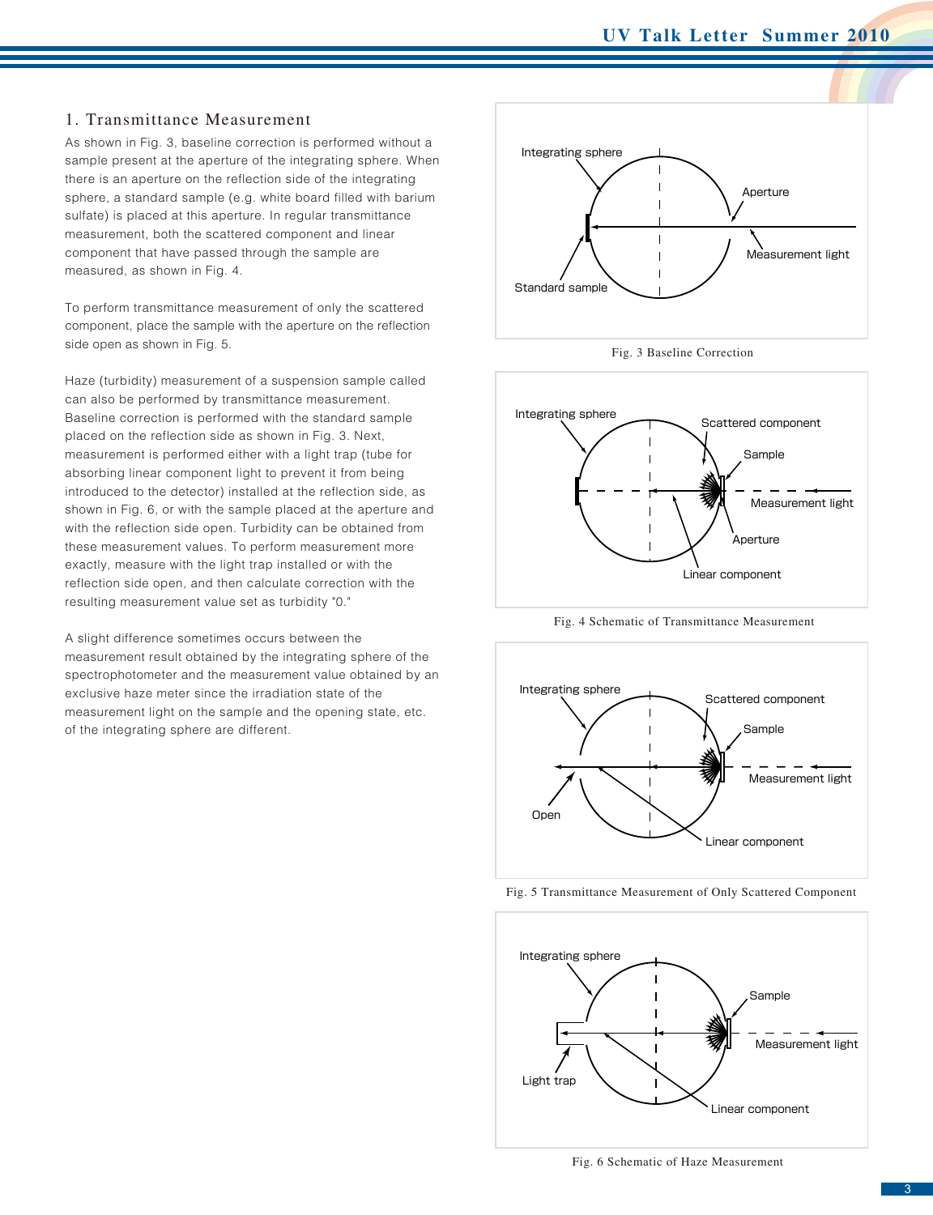## 1. Transmittance Measurement

As shown in Fig. 3, baseline correction is performed without a sample present at the aperture of the integrating sphere. When there is an aperture on the reflection side of the integrating sphere, a standard sample (e.g. white board filled with barium sulfate) is placed at this aperture. In regular transmittance measurement, both the scattered component and linear component that have passed through the sample are measured, as shown in Fig. 4.

To perform transmittance measurement of only the scattered component, place the sample with the aperture on the reflection side open as shown in Fig. 5.

Haze (turbidity) measurement of a suspension sample called can also be performed by transmittance measurement. Baseline correction is performed with the standard sample placed on the reflection side as shown in Fig. 3. Next, measurement is performed either with a light trap (tube for absorbing linear component light to prevent it from being introduced to the detector) installed at the reflection side, as shown in Fig. 6, or with the sample placed at the aperture and with the reflection side open. Turbidity can be obtained from these measurement values. To perform measurement more exactly, measure with the light trap installed or with the reflection side open, and then calculate correction with the resulting measurement value set as turbidity "0."

A slight difference sometimes occurs between the measurement result obtained by the integrating sphere of the spectrophotometer and the measurement value obtained by an exclusive haze meter since the irradiation state of the measurement light on the sample and the opening state, etc. of the integrating sphere are different.

Fig. 3 Baseline Correction

Fig. 4 Schematic of Transmittance Measurement

Fig. 5 Transmittance Measurement of Only Scattered Component

Fig. 6 Schematic of Haze Measurement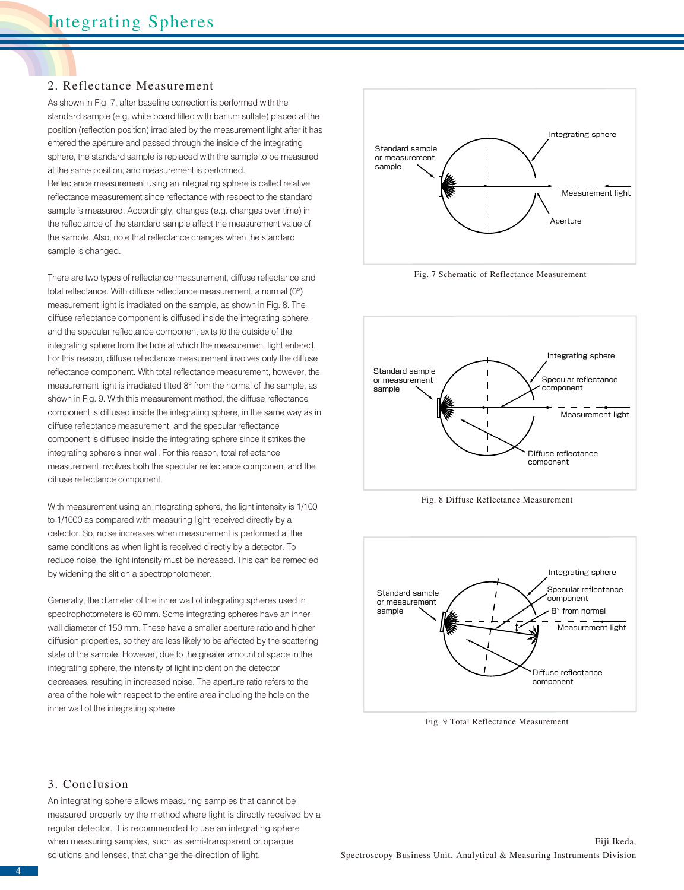## 2. Reflectance Measurement

As shown in Fig. 7, after baseline correction is performed with the standard sample (e.g. white board filled with barium sulfate) placed at the position (reflection position) irradiated by the measurement light after it has entered the aperture and passed through the inside of the integrating sphere, the standard sample is replaced with the sample to be measured at the same position, and measurement is performed.
Reflectance measurement using an integrating sphere is called relative reflectance measurement since reflectance with respect to the standard sample is measured. Accordingly, changes (e.g. changes over time) in the reflectance of the standard sample affect the measurement value of the sample. Also, note that reflectance changes when the standard sample is changed.

There are two types of reflectance measurement, diffuse reflectance and total reflectance. With diffuse reflectance measurement, a normal (0°) measurement light is irradiated on the sample, as shown in Fig. 8. The diffuse reflectance component is diffused inside the integrating sphere, and the specular reflectance component exits to the outside of the integrating sphere from the hole at which the measurement light entered. For this reason, diffuse reflectance measurement involves only the diffuse reflectance component. With total reflectance measurement, however, the measurement light is irradiated tilted 8° from the normal of the sample, as shown in Fig. 9. With this measurement method, the diffuse reflectance component is diffused inside the integrating sphere, in the same way as in diffuse reflectance measurement, and the specular reflectance component is diffused inside the integrating sphere since it strikes the integrating sphere's inner wall. For this reason, total reflectance measurement involves both the specular reflectance component and the diffuse reflectance component.

With measurement using an integrating sphere, the light intensity is 1/100 to 1/1000 as compared with measuring light received directly by a detector. So, noise increases when measurement is performed at the same conditions as when light is received directly by a detector. To reduce noise, the light intensity must be increased. This can be remedied by widening the slit on a spectrophotometer.

Generally, the diameter of the inner wall of integrating spheres used in spectrophotometers is 60 mm. Some integrating spheres have an inner wall diameter of 150 mm. These have a smaller aperture ratio and higher diffusion properties, so they are less likely to be affected by the scattering state of the sample. However, due to the greater amount of space in the integrating sphere, the intensity of light incident on the detector decreases, resulting in increased noise. The aperture ratio refers to the area of the hole with respect to the entire area including the hole on the inner wall of the integrating sphere.

Standard sample or measurement sample | Integrating sphere | Measurement light | Aperture

Fig. 7 Schematic of Reflectance Measurement

Standard sample or measurement sample | Integrating sphere | Specular reflectance component | Measurement light | Diffuse reflectance component

Fig. 8 Diffuse Reflectance Measurement

Standard sample or measurement sample | Integrating sphere | Specular reflectance component | 8° from normal | Measurement light | Diffuse reflectance component

Fig. 9 Total Reflectance Measurement

## 3. Conclusion

An integrating sphere allows measuring samples that cannot be measured properly by the method where light is directly received by a regular detector. It is recommended to use an integrating sphere when measuring samples, such as semi-transparent or opaque solutions and lenses, that change the direction of light.

Eiji Ikeda,
Spectroscopy Business Unit, Analytical & Measuring Instruments Division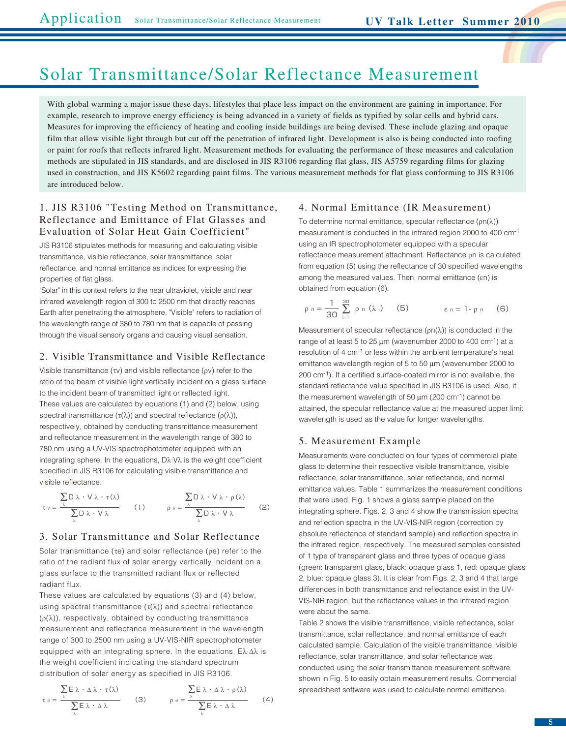# Solar Transmittance/Solar Reflectance Measurement

With global warming a major issue these days, lifestyles that place less impact on the environment are gaining in importance. For example, research to improve energy efficiency is being advanced in a variety of fields as typified by solar cells and hybrid cars. Measures for improving the efficiency of heating and cooling inside buildings are being devised. These include glazing and opaque film that allow visible light through but cut off the penetration of infrared light. Development is also being conducted into roofing or paint for roofs that reflects infrared light. Measurement methods for evaluating the performance of these measures and calculation methods are stipulated in JIS standards, and are disclosed in JIS R3106 regarding flat glass, JIS A5759 regarding films for glazing used in construction, and JIS K5602 regarding paint films. The various measurement methods for flat glass conforming to JIS R3106 are introduced below.

## 1. JIS R3106 "Testing Method on Transmittance, Reflectance and Emittance of Flat Glasses and Evaluation of Solar Heat Gain Coefficient"

JIS R3106 stipulates methods for measuring and calculating visible transmittance, visible reflectance, solar transmittance, solar reflectance, and normal emittance as indices for expressing the properties of flat glass.

"Solar" in this context refers to the near ultraviolet, visible and near infrared wavelength region of 300 to 2500 nm that directly reaches Earth after penetrating the atmosphere. "Visible" refers to radiation of the wavelength range of 380 to 780 nm that is capable of passing through the visual sensory organs and causing visual sensation.

## 2. Visible Transmittance and Visible Reflectance

Visible transmittance ($\tau_v$) and visible reflectance ($\rho_v$) refer to the ratio of the beam of visible light vertically incident on a glass surface to the incident beam of transmitted light or reflected light.

These values are calculated by equations (1) and (2) below, using spectral transmittance ($\tau(\lambda)$) and spectral reflectance ($\rho(\lambda)$), respectively, obtained by conducting transmittance measurement and reflectance measurement in the wavelength range of 380 to 780 nm using a UV-VIS spectrophotometer equipped with an integrating sphere. In the equations, $D_\lambda \cdot V_\lambda$ is the weight coefficient specified in JIS R3106 for calculating visible transmittance and visible reflectance.

$$\tau_v = \frac{\sum_\lambda D_\lambda \cdot V_\lambda \cdot \tau(\lambda)}{\sum_\lambda D_\lambda \cdot V_\lambda} \quad (1) \qquad \rho_v = \frac{\sum_\lambda D_\lambda \cdot V_\lambda \cdot \rho(\lambda)}{\sum_\lambda D_\lambda \cdot V_\lambda} \quad (2)$$

## 3. Solar Transmittance and Solar Reflectance

Solar transmittance ($\tau_e$) and solar reflectance ($\rho_e$) refer to the ratio of the radiant flux of solar energy vertically incident on a glass surface to the transmitted radiant flux or reflected radiant flux.

These values are calculated by equations (3) and (4) below, using spectral transmittance ($\tau(\lambda)$) and spectral reflectance ($\rho(\lambda)$), respectively, obtained by conducting transmittance measurement and reflectance measurement in the wavelength range of 300 to 2500 nm using a UV-VIS-NIR spectrophotometer equipped with an integrating sphere. In the equations, $E_\lambda \cdot \Delta\lambda$ is the weight coefficient indicating the standard spectrum distribution of solar energy as specified in JIS R3106.

$$\tau_e = \frac{\sum_\lambda E_\lambda \cdot \Delta\lambda \cdot \tau(\lambda)}{\sum_\lambda E_\lambda \cdot \Delta\lambda} \quad (3) \qquad \rho_e = \frac{\sum_\lambda E_\lambda \cdot \Delta\lambda \cdot \rho(\lambda)}{\sum_\lambda E_\lambda \cdot \Delta\lambda} \quad (4)$$

## 4. Normal Emittance (IR Measurement)

To determine normal emittance, specular reflectance ($\rho_n(\lambda)$) measurement is conducted in the infrared region 2000 to 400 $cm^{-1}$ using an IR spectrophotometer equipped with a specular reflectance measurement attachment. Reflectance $\rho_n$ is calculated from equation (5) using the reflectance of 30 specified wavelengths among the measured values. Then, normal emittance ($\varepsilon_n$) is obtained from equation (6).

$$\rho_n = \frac{1}{30}\sum_{i=1}^{30} \rho_n(\lambda_i) \quad (5) \qquad \varepsilon_n = 1 - \rho_n \quad (6)$$

Measurement of specular reflectance ($\rho_n(\lambda)$) is conducted in the range of at least 5 to 25 μm (wavenumber 2000 to 400 $cm^{-1}$) at a resolution of 4 $cm^{-1}$ or less within the ambient temperature's heat emittance wavelength region of 5 to 50 μm (wavenumber 2000 to 200 $cm^{-1}$). If a certified surface-coated mirror is not available, the standard reflectance value specified in JIS R3106 is used. Also, if the measurement wavelength of 50 μm (200 $cm^{-1}$) cannot be attained, the specular reflectance value at the measured upper limit wavelength is used as the value for longer wavelengths.

## 5. Measurement Example

Measurements were conducted on four types of commercial plate glass to determine their respective visible transmittance, visible reflectance, solar transmittance, solar reflectance, and normal emittance values. Table 1 summarizes the measurement conditions that were used. Fig. 1 shows a glass sample placed on the integrating sphere. Figs. 2, 3 and 4 show the transmission spectra and reflection spectra in the UV-VIS-NIR region (correction by absolute reflectance of standard sample) and reflection spectra in the infrared region, respectively. The measured samples consisted of 1 type of transparent glass and three types of opaque glass (green: transparent glass, black: opaque glass 1, red: opaque glass 2, blue: opaque glass 3). It is clear from Figs. 2, 3 and 4 that large differences in both transmittance and reflectance exist in the UV-VIS-NIR region, but the reflectance values in the infrared region were about the same.

Table 2 shows the visible transmittance, visible reflectance, solar transmittance, solar reflectance, and normal emittance of each calculated sample. Calculation of the visible transmittance, visible reflectance, solar transmittance, and solar reflectance was conducted using the solar transmittance measurement software shown in Fig. 5 to easily obtain measurement results. Commercial spreadsheet software was used to calculate normal emittance.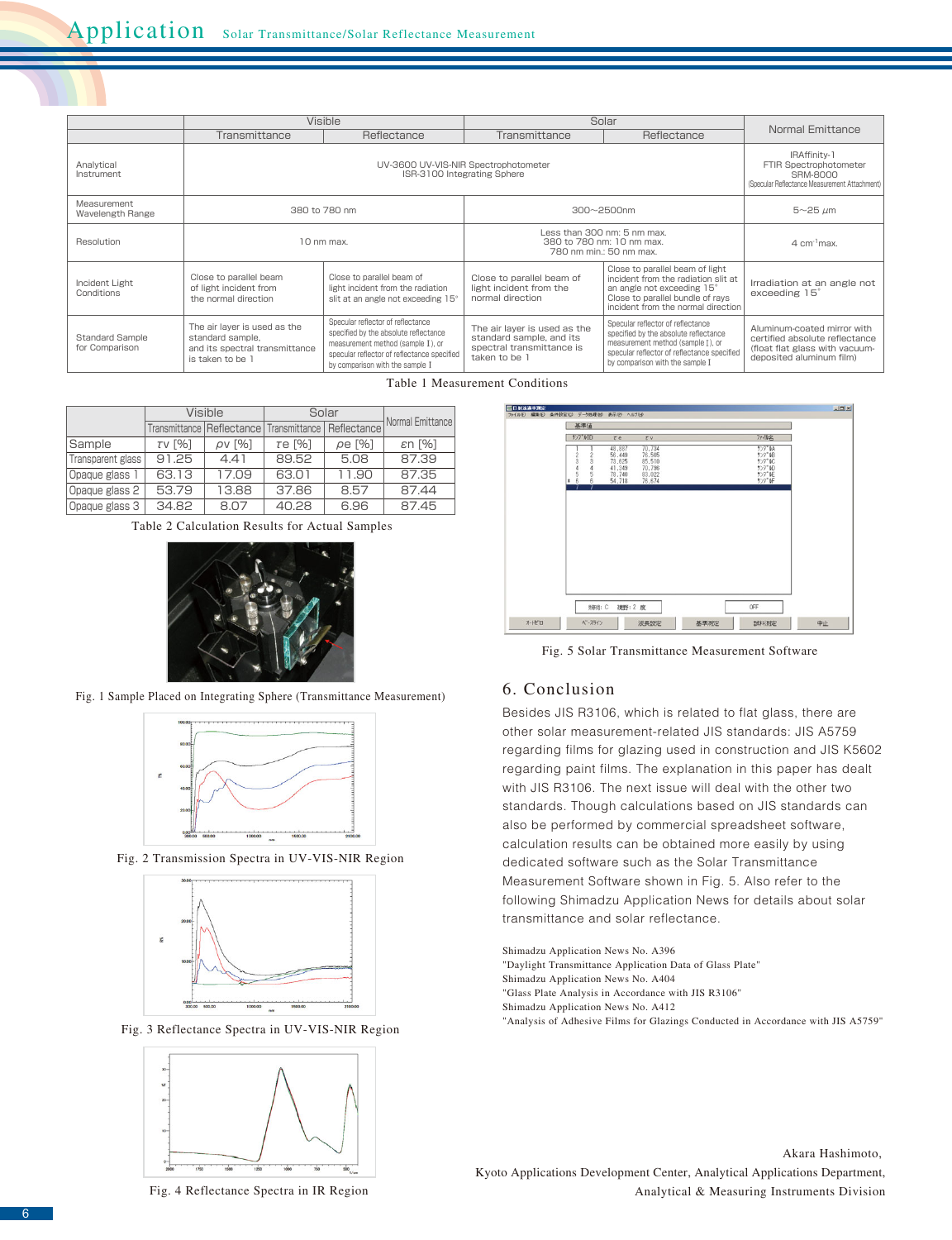# Application — Solar Transmittance/Solar Reflectance Measurement

| | Visible | | Solar | | Normal Emittance |
|---|---|---|---|---|---|
| | Transmittance | Reflectance | Transmittance | Reflectance | |
| Analytical Instrument | UV-3600 UV-VIS-NIR Spectrophotometer ISR-3100 Integrating Sphere | | | | IRAffinity-1 FTIR Spectrophotometer SRM-8000 (Specular Reflectance Measurement Attachment) |
| Measurement Wavelength Range | 380 to 780 nm | | 300~2500nm | | 5~25 µm |
| Resolution | 10 nm max. | | Less than 300 nm: 5 nm max. 380 to 780 nm: 10 nm max. 780 nm min.: 50 nm max. | | 4 $cm^{-1}$max. |
| Incident Light Conditions | Close to parallel beam of light incident from the normal direction | Close to parallel beam of light incident from the radiation slit at an angle not exceeding 15° | Close to parallel beam of light incident from the normal direction | Close to parallel beam of light incident from the radiation slit at an angle not exceeding 15° Close to parallel bundle of rays incident from the normal direction | Irradiation at an angle not exceeding 15° |
| Standard Sample for Comparison | The air layer is used as the standard sample, and its spectral transmittance is taken to be 1 | Specular reflector of reflectance specified by the absolute reflectance measurement method (sample I), or specular reflector of reflectance specified by comparison with the sample I | The air layer is used as the standard sample, and its spectral transmittance is taken to be 1 | Specular reflector of reflectance specified by the absolute reflectance measurement method (sample I), or specular reflector of reflectance specified by comparison with the sample I | Aluminum-coated mirror with certified absolute reflectance (float flat glass with vacuum-deposited aluminum film) |

Table 1 Measurement Conditions

| | Visible | | Solar | | Normal Emittance |
|---|---|---|---|---|---|
| | Transmittance | Reflectance | Transmittance | Reflectance | |
| Sample | $\tau v$ [%] | $\rho v$ [%] | $\tau e$ [%] | $\rho e$ [%] | $\varepsilon n$ [%] |
| Transparent glass | 91.25 | 4.41 | 89.52 | 5.08 | 87.39 |
| Opaque glass 1 | 63.13 | 17.09 | 63.01 | 11.90 | 87.35 |
| Opaque glass 2 | 53.79 | 13.88 | 37.86 | 8.57 | 87.44 |
| Opaque glass 3 | 34.82 | 8.07 | 40.28 | 6.96 | 87.45 |

Table 2 Calculation Results for Actual Samples

Fig. 1 Sample Placed on Integrating Sphere (Transmittance Measurement)

Fig. 2 Transmission Spectra in UV-VIS-NIR Region

Fig. 3 Reflectance Spectra in UV-VIS-NIR Region

Fig. 4 Reflectance Spectra in IR Region

Fig. 5 Solar Transmittance Measurement Software

## 6. Conclusion

Besides JIS R3106, which is related to flat glass, there are other solar measurement-related JIS standards: JIS A5759 regarding films for glazing used in construction and JIS K5602 regarding paint films. The explanation in this paper has dealt with JIS R3106. The next issue will deal with the other two standards. Though calculations based on JIS standards can also be performed by commercial spreadsheet software, calculation results can be obtained more easily by using dedicated software such as the Solar Transmittance Measurement Software shown in Fig. 5. Also refer to the following Shimadzu Application News for details about solar transmittance and solar reflectance.

Shimadzu Application News No. A396
"Daylight Transmittance Application Data of Glass Plate"
Shimadzu Application News No. A404
"Glass Plate Analysis in Accordance with JIS R3106"
Shimadzu Application News No. A412
"Analysis of Adhesive Films for Glazings Conducted in Accordance with JIS A5759"

Akara Hashimoto,
Kyoto Applications Development Center, Analytical Applications Department,
Analytical & Measuring Instruments Division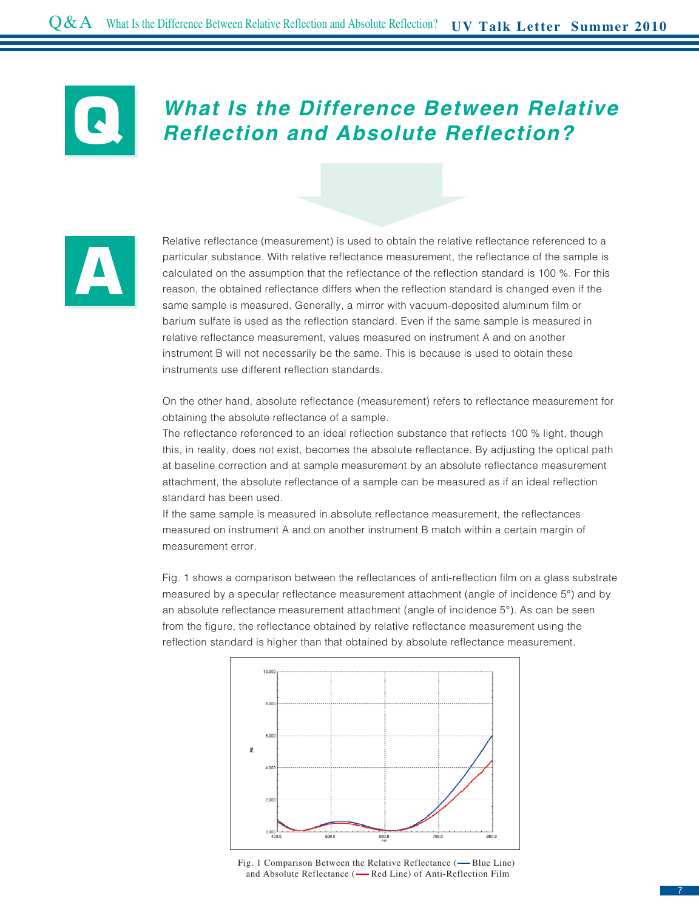# Q What Is the Difference Between Relative Reflection and Absolute Reflection?

**A**

Relative reflectance (measurement) is used to obtain the relative reflectance referenced to a particular substance. With relative reflectance measurement, the reflectance of the sample is calculated on the assumption that the reflectance of the reflection standard is 100 %. For this reason, the obtained reflectance differs when the reflection standard is changed even if the same sample is measured. Generally, a mirror with vacuum-deposited aluminum film or barium sulfate is used as the reflection standard. Even if the same sample is measured in relative reflectance measurement, values measured on instrument A and on another instrument B will not necessarily be the same. This is because is used to obtain these instruments use different reflection standards.

On the other hand, absolute reflectance (measurement) refers to reflectance measurement for obtaining the absolute reflectance of a sample.
The reflectance referenced to an ideal reflection substance that reflects 100 % light, though this, in reality, does not exist, becomes the absolute reflectance. By adjusting the optical path at baseline correction and at sample measurement by an absolute reflectance measurement attachment, the absolute reflectance of a sample can be measured as if an ideal reflection standard has been used.
If the same sample is measured in absolute reflectance measurement, the reflectances measured on instrument A and on another instrument B match within a certain margin of measurement error.

Fig. 1 shows a comparison between the reflectances of anti-reflection film on a glass substrate measured by a specular reflectance measurement attachment (angle of incidence 5°) and by an absolute reflectance measurement attachment (angle of incidence 5°). As can be seen from the figure, the reflectance obtained by relative reflectance measurement using the reflection standard is higher than that obtained by absolute reflectance measurement.

Fig. 1 Comparison Between the Relative Reflectance (— Blue Line) and Absolute Reflectance (— Red Line) of Anti-Reflection Film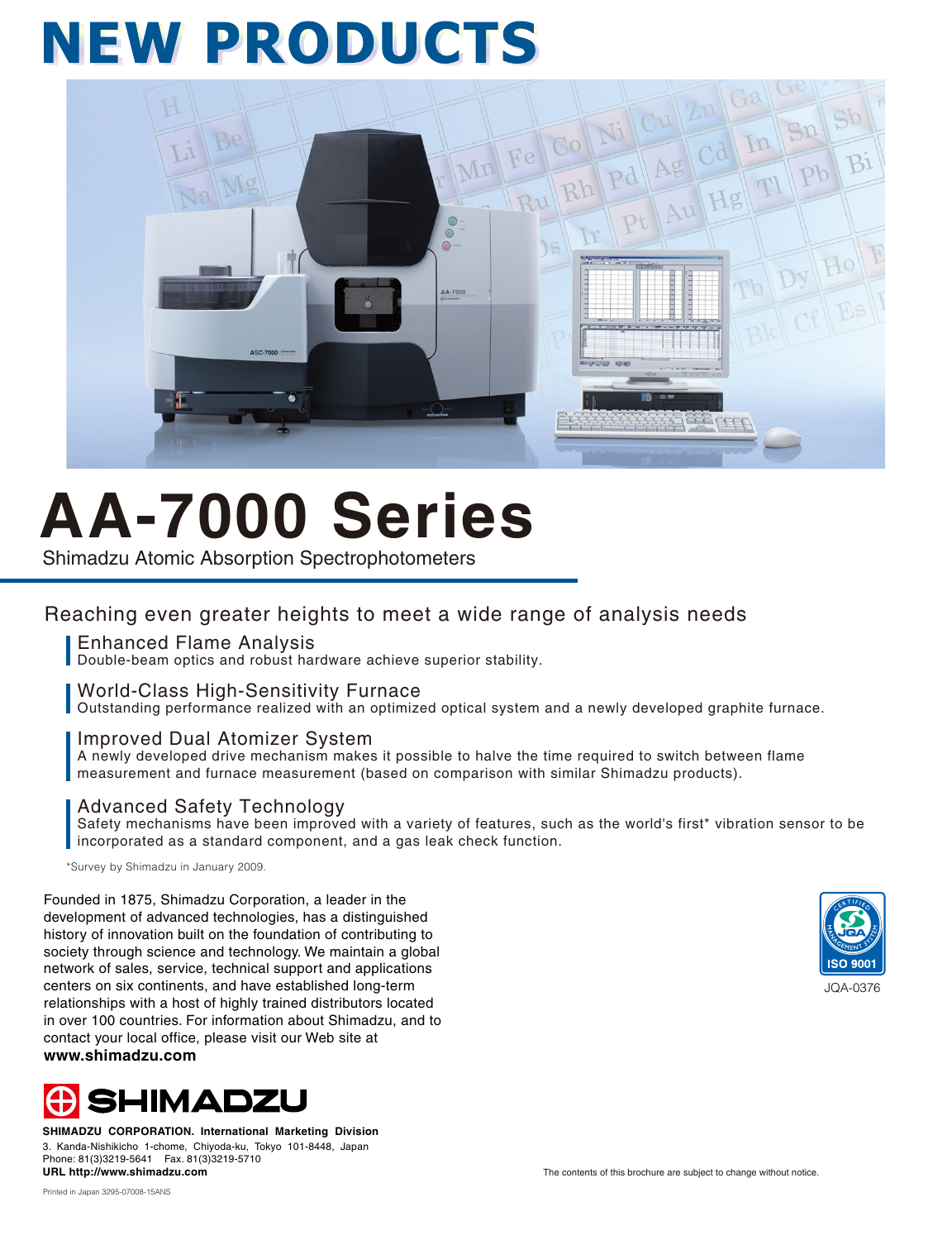# NEW PRODUCTS

# AA-7000 Series

Shimadzu Atomic Absorption Spectrophotometers

## Reaching even greater heights to meet a wide range of analysis needs

### Enhanced Flame Analysis

Double-beam optics and robust hardware achieve superior stability.

### World-Class High-Sensitivity Furnace

Outstanding performance realized with an optimized optical system and a newly developed graphite furnace.

### Improved Dual Atomizer System

A newly developed drive mechanism makes it possible to halve the time required to switch between flame measurement and furnace measurement (based on comparison with similar Shimadzu products).

### Advanced Safety Technology

Safety mechanisms have been improved with a variety of features, such as the world's first* vibration sensor to be incorporated as a standard component, and a gas leak check function.

*Survey by Shimadzu in January 2009.

Founded in 1875, Shimadzu Corporation, a leader in the development of advanced technologies, has a distinguished history of innovation built on the foundation of contributing to society through science and technology. We maintain a global network of sales, service, technical support and applications centers on six continents, and have established long-term relationships with a host of highly trained distributors located in over 100 countries. For information about Shimadzu, and to contact your local office, please visit our Web site at **www.shimadzu.com**

ISO 9001

JQA-0376

**SHIMADZU**

**SHIMADZU CORPORATION. International Marketing Division**
3. Kanda-Nishikicho 1-chome, Chiyoda-ku, Tokyo 101-8448, Japan
Phone: 81(3)3219-5641 Fax. 81(3)3219-5710
**URL http://www.shimadzu.com**

The contents of this brochure are subject to change without notice.

Printed in Japan 3295-07008-15ANS